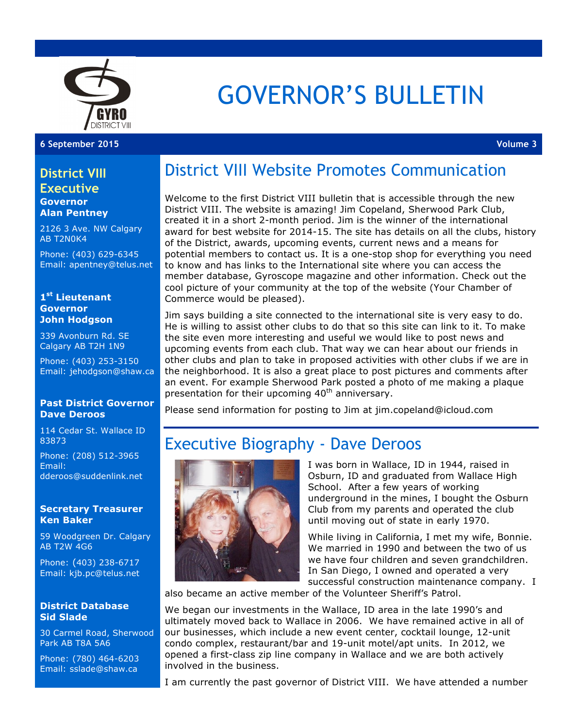# GOVERNOR'S BULLETIN

**6 September 2015** **Volume 3**

## District VIII Executive

**Governor**
**Alan Pentney**

2126 3 Ave. NW Calgary AB T2N0K4

Phone: (403) 629-6345
Email: apentney@telus.net

**1st Lieutenant Governor**
**John Hodgson**

339 Avonburn Rd. SE Calgary AB T2H 1N9

Phone: (403) 253-3150
Email: jehodgson@shaw.ca

**Past District Governor**
**Dave Deroos**

114 Cedar St. Wallace ID 83873

Phone: (208) 512-3965
Email: dderoos@suddenlink.net

**Secretary Treasurer**
**Ken Baker**

59 Woodgreen Dr. Calgary AB T2W 4G6

Phone: (403) 238-6717
Email: kjb.pc@telus.net

**District Database**
**Sid Slade**

30 Carmel Road, Sherwood Park AB T8A 5A6

Phone: (780) 464-6203
Email: sslade@shaw.ca

## District VIII Website Promotes Communication

Welcome to the first District VIII bulletin that is accessible through the new District VIII. The website is amazing! Jim Copeland, Sherwood Park Club, created it in a short 2-month period. Jim is the winner of the international award for best website for 2014-15. The site has details on all the clubs, history of the District, awards, upcoming events, current news and a means for potential members to contact us. It is a one-stop shop for everything you need to know and has links to the International site where you can access the member database, Gyroscope magazine and other information. Check out the cool picture of your community at the top of the website (Your Chamber of Commerce would be pleased).

Jim says building a site connected to the international site is very easy to do. He is willing to assist other clubs to do that so this site can link to it. To make the site even more interesting and useful we would like to post news and upcoming events from each club. That way we can hear about our friends in other clubs and plan to take in proposed activities with other clubs if we are in the neighborhood. It is also a great place to post pictures and comments after an event. For example Sherwood Park posted a photo of me making a plaque presentation for their upcoming 40th anniversary.

Please send information for posting to Jim at jim.copeland@icloud.com

## Executive Biography - Dave Deroos

I was born in Wallace, ID in 1944, raised in Osburn, ID and graduated from Wallace High School. After a few years of working underground in the mines, I bought the Osburn Club from my parents and operated the club until moving out of state in early 1970.

While living in California, I met my wife, Bonnie. We married in 1990 and between the two of us we have four children and seven grandchildren. In San Diego, I owned and operated a very successful construction maintenance company. I also became an active member of the Volunteer Sheriff's Patrol.

We began our investments in the Wallace, ID area in the late 1990's and ultimately moved back to Wallace in 2006. We have remained active in all of our businesses, which include a new event center, cocktail lounge, 12-unit condo complex, restaurant/bar and 19-unit motel/apt units. In 2012, we opened a first-class zip line company in Wallace and we are both actively involved in the business.

I am currently the past governor of District VIII. We have attended a number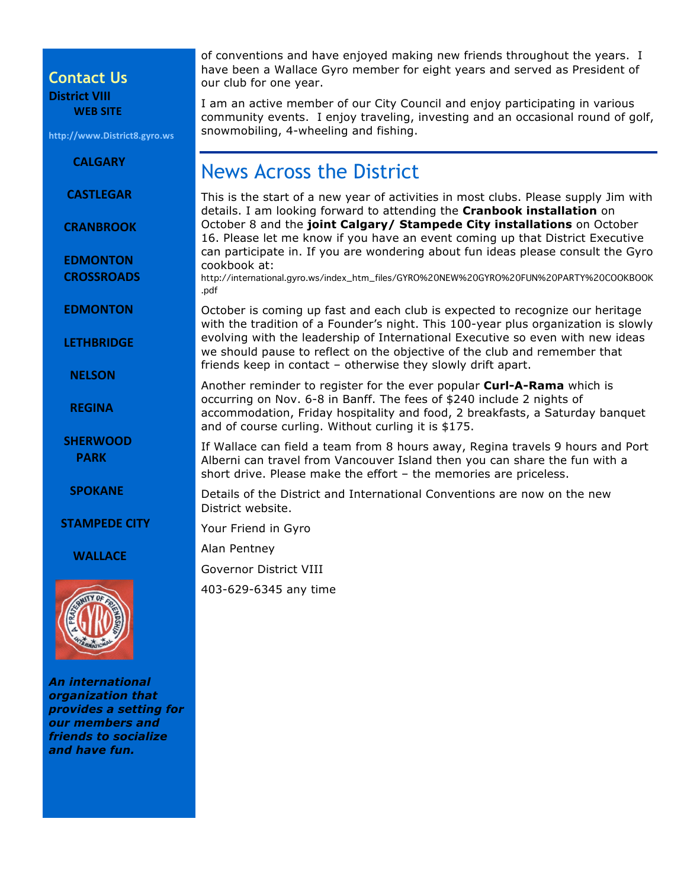of conventions and have enjoyed making new friends throughout the years. I have been a Wallace Gyro member for eight years and served as President of our club for one year.

I am an active member of our City Council and enjoy participating in various community events. I enjoy traveling, investing and an occasional round of golf, snowmobiling, 4-wheeling and fishing.

## News Across the District

This is the start of a new year of activities in most clubs. Please supply Jim with details. I am looking forward to attending the **Cranbook installation** on October 8 and the **joint Calgary/ Stampede City installations** on October 16. Please let me know if you have an event coming up that District Executive can participate in. If you are wondering about fun ideas please consult the Gyro cookbook at:

http://international.gyro.ws/index_htm_files/GYRO%20NEW%20GYRO%20FUN%20PARTY%20COOKBOOK.pdf

October is coming up fast and each club is expected to recognize our heritage with the tradition of a Founder's night. This 100-year plus organization is slowly evolving with the leadership of International Executive so even with new ideas we should pause to reflect on the objective of the club and remember that friends keep in contact – otherwise they slowly drift apart.

Another reminder to register for the ever popular **Curl-A-Rama** which is occurring on Nov. 6-8 in Banff. The fees of $240 include 2 nights of accommodation, Friday hospitality and food, 2 breakfasts, a Saturday banquet and of course curling. Without curling it is $175.

If Wallace can field a team from 8 hours away, Regina travels 9 hours and Port Alberni can travel from Vancouver Island then you can share the fun with a short drive. Please make the effort – the memories are priceless.

Details of the District and International Conventions are now on the new District website.

Your Friend in Gyro

Alan Pentney

Governor District VIII

403-629-6345 any time

## Contact Us

**District VIII**
**WEB SITE**

http://www.District8.gyro.ws

**CALGARY**

**CASTLEGAR**

**CRANBROOK**

**EDMONTON CROSSROADS**

**EDMONTON**

**LETHBRIDGE**

**NELSON**

**REGINA**

**SHERWOOD PARK**

**SPOKANE**

**STAMPEDE CITY**

**WALLACE**

***An international organization that provides a setting for our members and friends to socialize and have fun.***